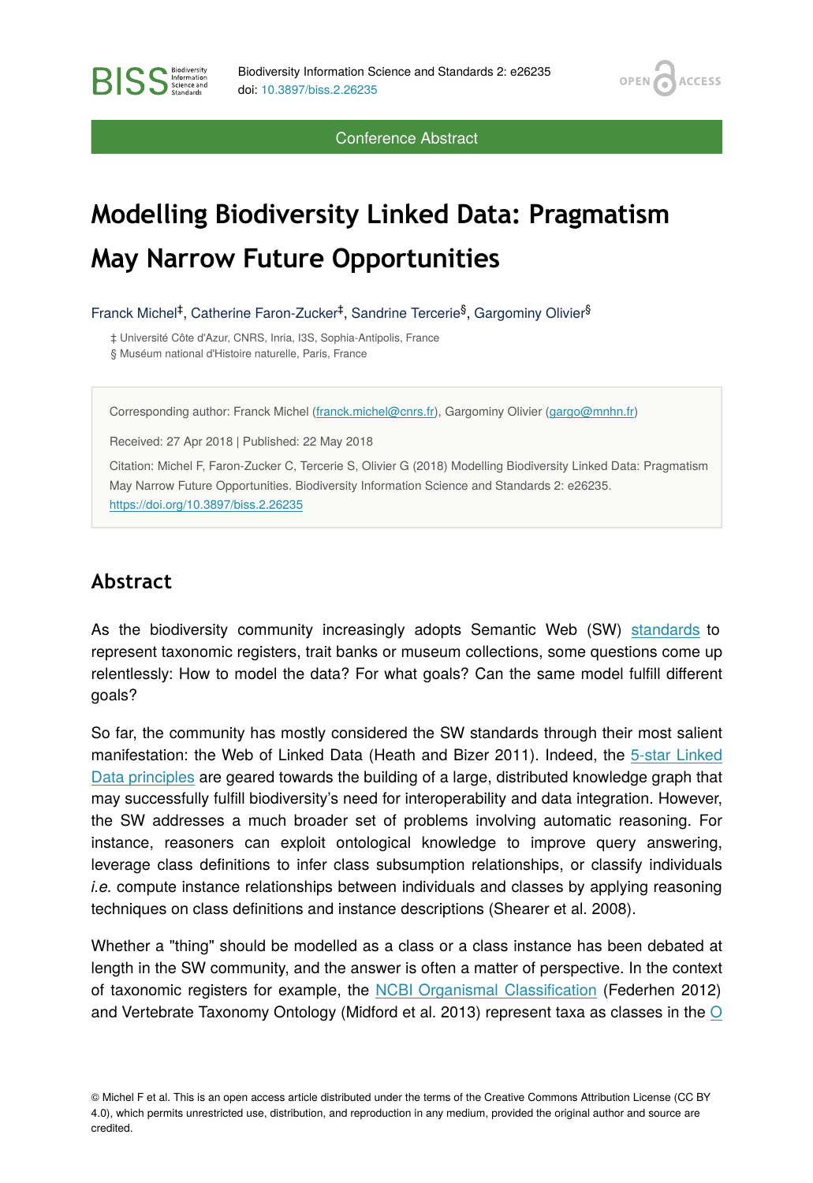Conference Abstract

# Modelling Biodiversity Linked Data: Pragmatism May Narrow Future Opportunities

Franck Michel[‡], Catherine Faron-Zucker[‡], Sandrine Tercerie[§], Gargominy Olivier[§]

‡ Université Côte d'Azur, CNRS, Inria, I3S, Sophia-Antipolis, France
§ Muséum national d'Histoire naturelle, Paris, France

Corresponding author: Franck Michel (franck.michel@cnrs.fr), Gargominy Olivier (gargo@mnhn.fr)

Received: 27 Apr 2018 | Published: 22 May 2018

Citation: Michel F, Faron-Zucker C, Tercerie S, Olivier G (2018) Modelling Biodiversity Linked Data: Pragmatism May Narrow Future Opportunities. Biodiversity Information Science and Standards 2: e26235. https://doi.org/10.3897/biss.2.26235

## Abstract

As the biodiversity community increasingly adopts Semantic Web (SW) standards to represent taxonomic registers, trait banks or museum collections, some questions come up relentlessly: How to model the data? For what goals? Can the same model fulfill different goals?

So far, the community has mostly considered the SW standards through their most salient manifestation: the Web of Linked Data (Heath and Bizer 2011). Indeed, the 5-star Linked Data principles are geared towards the building of a large, distributed knowledge graph that may successfully fulfill biodiversity's need for interoperability and data integration. However, the SW addresses a much broader set of problems involving automatic reasoning. For instance, reasoners can exploit ontological knowledge to improve query answering, leverage class definitions to infer class subsumption relationships, or classify individuals *i.e.* compute instance relationships between individuals and classes by applying reasoning techniques on class definitions and instance descriptions (Shearer et al. 2008).

Whether a "thing" should be modelled as a class or a class instance has been debated at length in the SW community, and the answer is often a matter of perspective. In the context of taxonomic registers for example, the NCBI Organismal Classification (Federhen 2012) and Vertebrate Taxonomy Ontology (Midford et al. 2013) represent taxa as classes in the O

© Michel F et al. This is an open access article distributed under the terms of the Creative Commons Attribution License (CC BY 4.0), which permits unrestricted use, distribution, and reproduction in any medium, provided the original author and source are credited.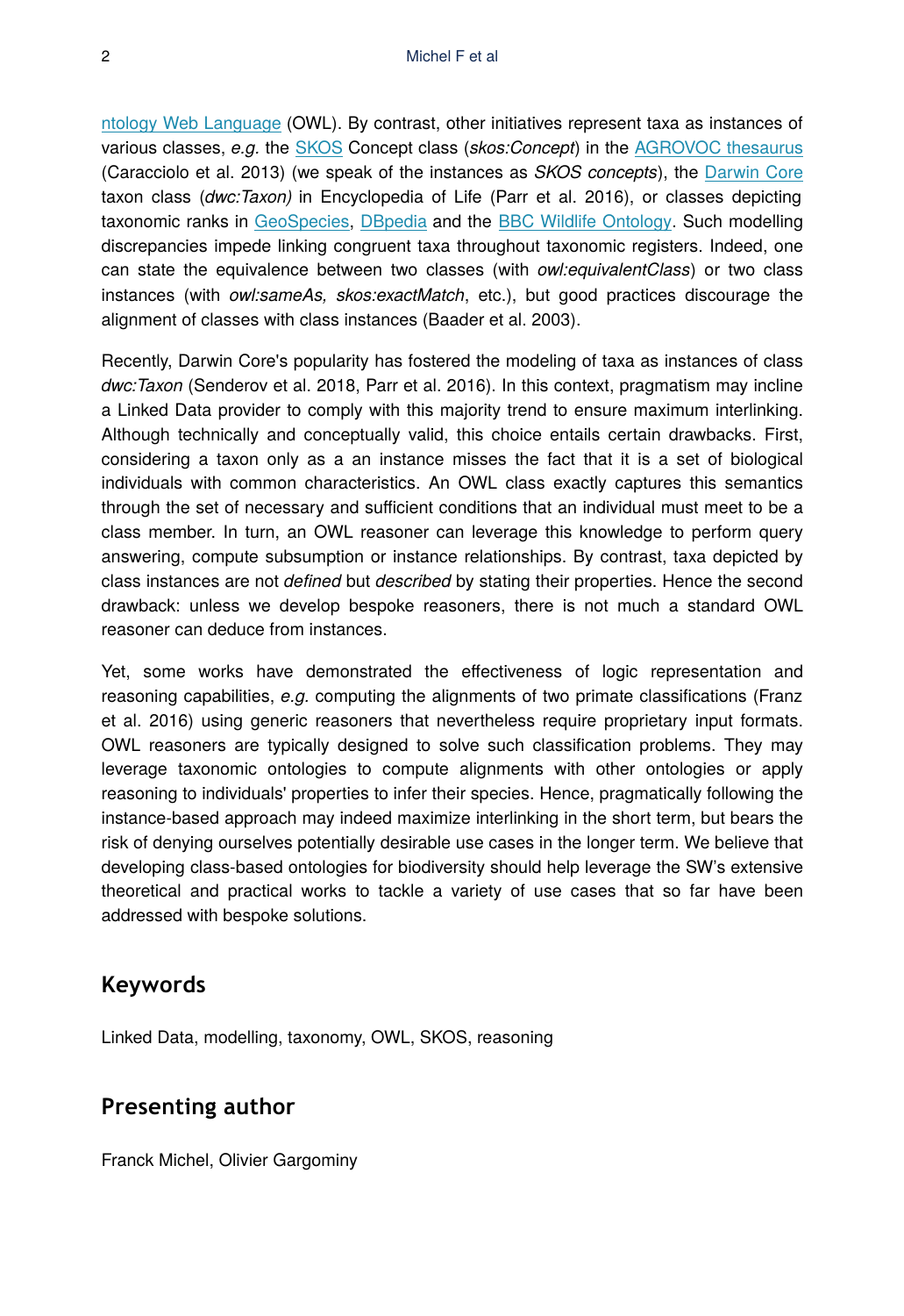ntology Web Language (OWL). By contrast, other initiatives represent taxa as instances of various classes, *e.g.* the SKOS Concept class (*skos:Concept*) in the AGROVOC thesaurus (Caracciolo et al. 2013) (we speak of the instances as *SKOS concepts*), the Darwin Core taxon class (*dwc:Taxon)* in Encyclopedia of Life (Parr et al. 2016), or classes depicting taxonomic ranks in GeoSpecies, DBpedia and the BBC Wildlife Ontology. Such modelling discrepancies impede linking congruent taxa throughout taxonomic registers. Indeed, one can state the equivalence between two classes (with *owl:equivalentClass*) or two class instances (with *owl:sameAs, skos:exactMatch*, etc.), but good practices discourage the alignment of classes with class instances (Baader et al. 2003).

Recently, Darwin Core's popularity has fostered the modeling of taxa as instances of class *dwc:Taxon* (Senderov et al. 2018, Parr et al. 2016). In this context, pragmatism may incline a Linked Data provider to comply with this majority trend to ensure maximum interlinking. Although technically and conceptually valid, this choice entails certain drawbacks. First, considering a taxon only as a an instance misses the fact that it is a set of biological individuals with common characteristics. An OWL class exactly captures this semantics through the set of necessary and sufficient conditions that an individual must meet to be a class member. In turn, an OWL reasoner can leverage this knowledge to perform query answering, compute subsumption or instance relationships. By contrast, taxa depicted by class instances are not *defined* but *described* by stating their properties. Hence the second drawback: unless we develop bespoke reasoners, there is not much a standard OWL reasoner can deduce from instances.

Yet, some works have demonstrated the effectiveness of logic representation and reasoning capabilities, *e.g.* computing the alignments of two primate classifications (Franz et al. 2016) using generic reasoners that nevertheless require proprietary input formats. OWL reasoners are typically designed to solve such classification problems. They may leverage taxonomic ontologies to compute alignments with other ontologies or apply reasoning to individuals' properties to infer their species. Hence, pragmatically following the instance-based approach may indeed maximize interlinking in the short term, but bears the risk of denying ourselves potentially desirable use cases in the longer term. We believe that developing class-based ontologies for biodiversity should help leverage the SW's extensive theoretical and practical works to tackle a variety of use cases that so far have been addressed with bespoke solutions.

## Keywords

Linked Data, modelling, taxonomy, OWL, SKOS, reasoning

## Presenting author

Franck Michel, Olivier Gargominy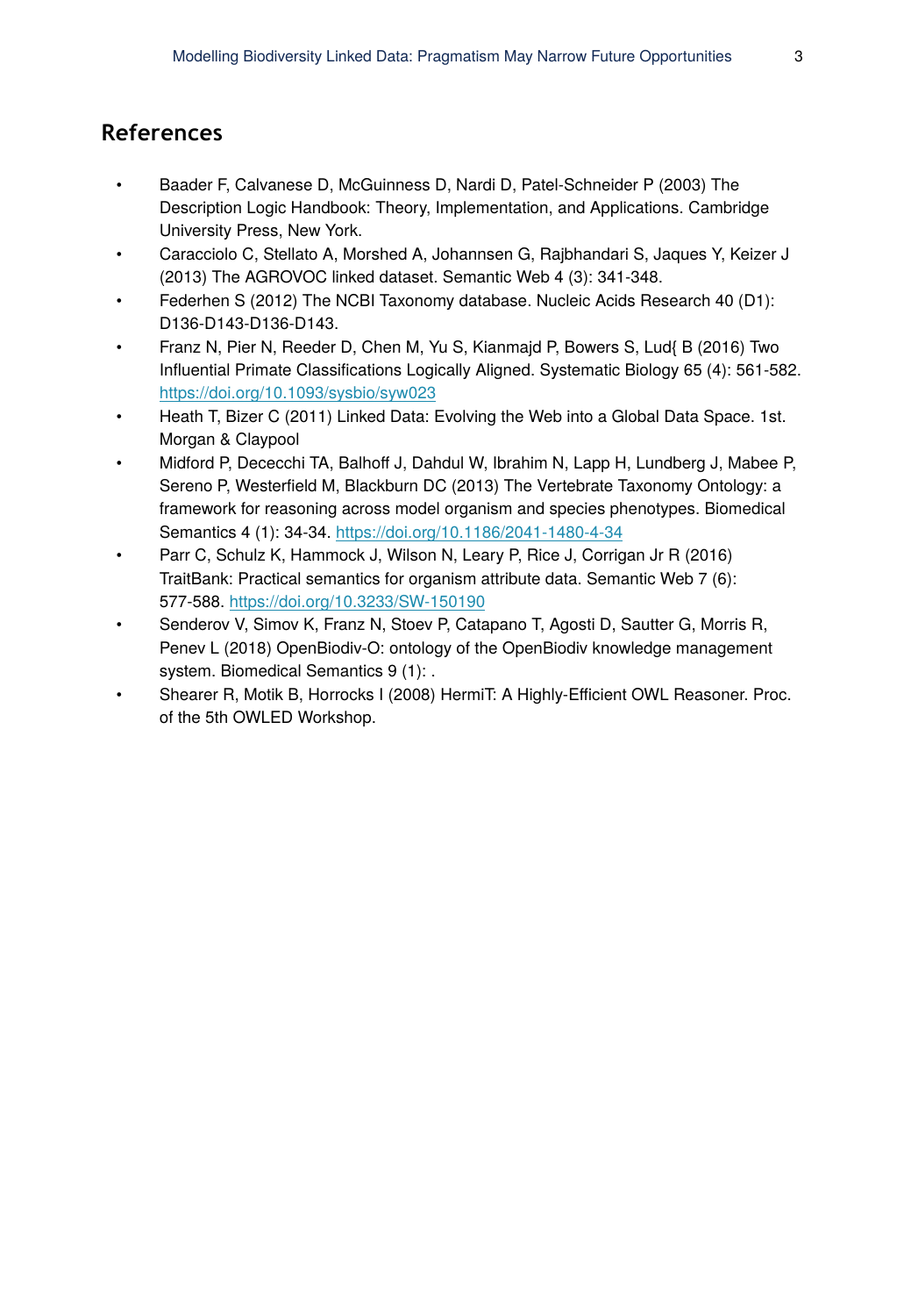## References

- Baader F, Calvanese D, McGuinness D, Nardi D, Patel-Schneider P (2003) The Description Logic Handbook: Theory, Implementation, and Applications. Cambridge University Press, New York.
- Caracciolo C, Stellato A, Morshed A, Johannsen G, Rajbhandari S, Jaques Y, Keizer J (2013) The AGROVOC linked dataset. Semantic Web 4 (3): 341‑348.
- Federhen S (2012) The NCBI Taxonomy database. Nucleic Acids Research 40 (D1): D136‑D143‑D136‑D143.
- Franz N, Pier N, Reeder D, Chen M, Yu S, Kianmajd P, Bowers S, Lud{ B (2016) Two Influential Primate Classifications Logically Aligned. Systematic Biology 65 (4): 561‑582. https://doi.org/10.1093/sysbio/syw023
- Heath T, Bizer C (2011) Linked Data: Evolving the Web into a Global Data Space. 1st. Morgan & Claypool
- Midford P, Dececchi TA, Balhoff J, Dahdul W, Ibrahim N, Lapp H, Lundberg J, Mabee P, Sereno P, Westerfield M, Blackburn DC (2013) The Vertebrate Taxonomy Ontology: a framework for reasoning across model organism and species phenotypes. Biomedical Semantics 4 (1): 34‑34. https://doi.org/10.1186/2041-1480-4-34
- Parr C, Schulz K, Hammock J, Wilson N, Leary P, Rice J, Corrigan Jr R (2016) TraitBank: Practical semantics for organism attribute data. Semantic Web 7 (6): 577‑588. https://doi.org/10.3233/SW-150190
- Senderov V, Simov K, Franz N, Stoev P, Catapano T, Agosti D, Sautter G, Morris R, Penev L (2018) OpenBiodiv-O: ontology of the OpenBiodiv knowledge management system. Biomedical Semantics 9 (1): .
- Shearer R, Motik B, Horrocks I (2008) HermiT: A Highly-Efficient OWL Reasoner. Proc. of the 5th OWLED Workshop.